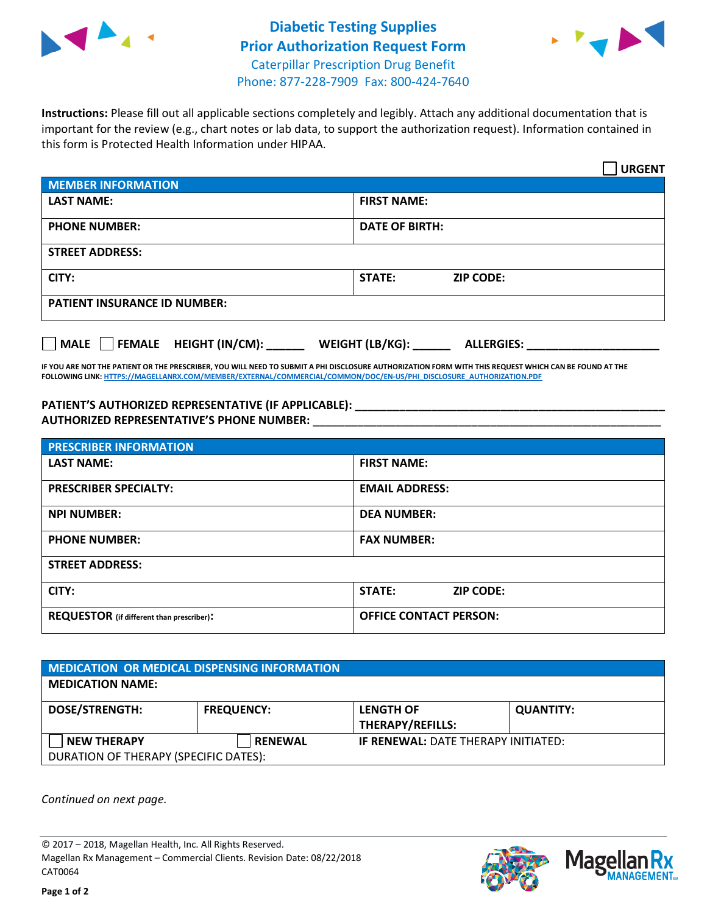# Diabetic Testing Supplies Prior Authorization Request Form

Caterpillar Prescription Drug Benefit
Phone: 877-228-7909 Fax: 800-424-7640

**Instructions:** Please fill out all applicable sections completely and legibly. Attach any additional documentation that is important for the review (e.g., chart notes or lab data, to support the authorization request). Information contained in this form is Protected Health Information under HIPAA.

☐ **URGENT**

| MEMBER INFORMATION | |
|---|---|
| **LAST NAME:** | **FIRST NAME:** |
| **PHONE NUMBER:** | **DATE OF BIRTH:** |
| **STREET ADDRESS:** | |
| **CITY:** | **STATE:** **ZIP CODE:** |
| **PATIENT INSURANCE ID NUMBER:** | |

☐ **MALE** ☐ **FEMALE** **HEIGHT (IN/CM):** ______ **WEIGHT (LB/KG):** ______ **ALLERGIES:** ____________________

**IF YOU ARE NOT THE PATIENT OR THE PRESCRIBER, YOU WILL NEED TO SUBMIT A PHI DISCLOSURE AUTHORIZATION FORM WITH THIS REQUEST WHICH CAN BE FOUND AT THE FOLLOWING LINK: HTTPS://MAGELLANRX.COM/MEMBER/EXTERNAL/COMMERCIAL/COMMON/DOC/EN-US/PHI_DISCLOSURE_AUTHORIZATION.PDF**

**PATIENT'S AUTHORIZED REPRESENTATIVE (IF APPLICABLE):** ____________________________________________
**AUTHORIZED REPRESENTATIVE'S PHONE NUMBER:** ____________________________________________

| PRESCRIBER INFORMATION | |
|---|---|
| **LAST NAME:** | **FIRST NAME:** |
| **PRESCRIBER SPECIALTY:** | **EMAIL ADDRESS:** |
| **NPI NUMBER:** | **DEA NUMBER:** |
| **PHONE NUMBER:** | **FAX NUMBER:** |
| **STREET ADDRESS:** | |
| **CITY:** | **STATE:** **ZIP CODE:** |
| **REQUESTOR** (if different than prescriber)**:** | **OFFICE CONTACT PERSON:** |

| MEDICATION OR MEDICAL DISPENSING INFORMATION | | | |
|---|---|---|---|
| **MEDICATION NAME:** | | | |
| **DOSE/STRENGTH:** | **FREQUENCY:** | **LENGTH OF THERAPY/REFILLS:** | **QUANTITY:** |
| ☐ **NEW THERAPY** | ☐ **RENEWAL** | **IF RENEWAL:** DATE THERAPY INITIATED: | |
| DURATION OF THERAPY (SPECIFIC DATES): | | | |

*Continued on next page.*

© 2017 – 2018, Magellan Health, Inc. All Rights Reserved.
Magellan Rx Management – Commercial Clients. Revision Date: 08/22/2018
CAT0064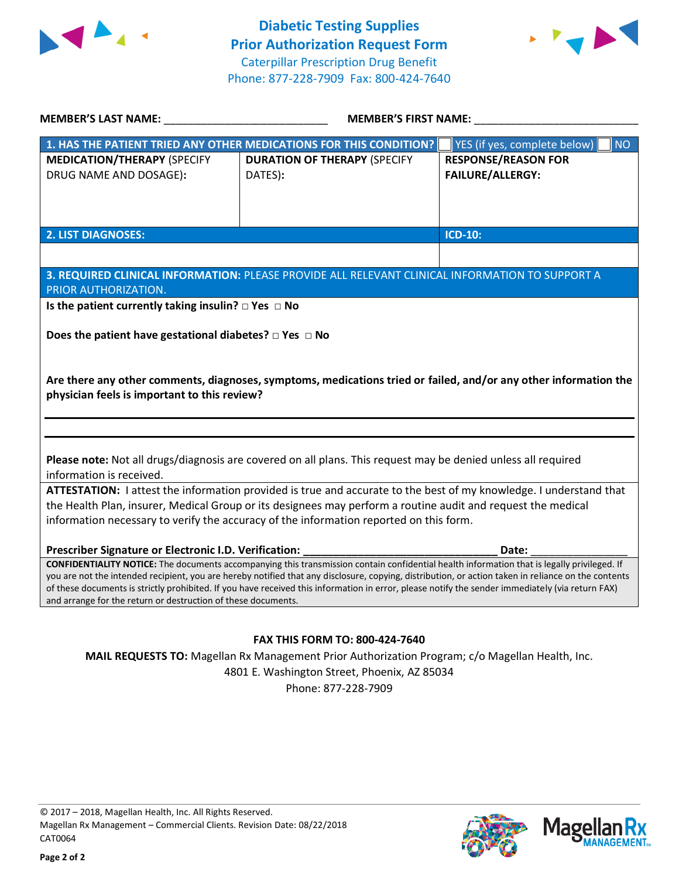# Diabetic Testing Supplies
# Prior Authorization Request Form

Caterpillar Prescription Drug Benefit
Phone: 877-228-7909 Fax: 800-424-7640

**MEMBER'S LAST NAME:** ___________________________ **MEMBER'S FIRST NAME:** ___________________________

| **1. HAS THE PATIENT TRIED ANY OTHER MEDICATIONS FOR THIS CONDITION?** | | ☐ YES (if yes, complete below) ☐ NO |
|---|---|---|
| **MEDICATION/THERAPY** (SPECIFY DRUG NAME AND DOSAGE): | **DURATION OF THERAPY** (SPECIFY DATES): | **RESPONSE/REASON FOR FAILURE/ALLERGY:** |
| | | |

| **2. LIST DIAGNOSES:** | **ICD-10:** |
|---|---|
| | |

**3. REQUIRED CLINICAL INFORMATION:** PLEASE PROVIDE ALL RELEVANT CLINICAL INFORMATION TO SUPPORT A PRIOR AUTHORIZATION.

**Is the patient currently taking insulin?** □ **Yes** □ **No**

**Does the patient have gestational diabetes?** □ **Yes** □ **No**

**Are there any other comments, diagnoses, symptoms, medications tried or failed, and/or any other information the physician feels is important to this review?**

_______________________________________________________________________________

_______________________________________________________________________________

**Please note:** Not all drugs/diagnosis are covered on all plans. This request may be denied unless all required information is received.

**ATTESTATION:** I attest the information provided is true and accurate to the best of my knowledge. I understand that the Health Plan, insurer, Medical Group or its designees may perform a routine audit and request the medical information necessary to verify the accuracy of the information reported on this form.

**Prescriber Signature or Electronic I.D. Verification:** ________________________________ **Date:** _______________

**CONFIDENTIALITY NOTICE:** The documents accompanying this transmission contain confidential health information that is legally privileged. If you are not the intended recipient, you are hereby notified that any disclosure, copying, distribution, or action taken in reliance on the contents of these documents is strictly prohibited. If you have received this information in error, please notify the sender immediately (via return FAX) and arrange for the return or destruction of these documents.

**FAX THIS FORM TO: 800-424-7640**

**MAIL REQUESTS TO:** Magellan Rx Management Prior Authorization Program; c/o Magellan Health, Inc.
4801 E. Washington Street, Phoenix, AZ 85034
Phone: 877-228-7909

© 2017 – 2018, Magellan Health, Inc. All Rights Reserved.
Magellan Rx Management – Commercial Clients. Revision Date: 08/22/2018
CAT0064